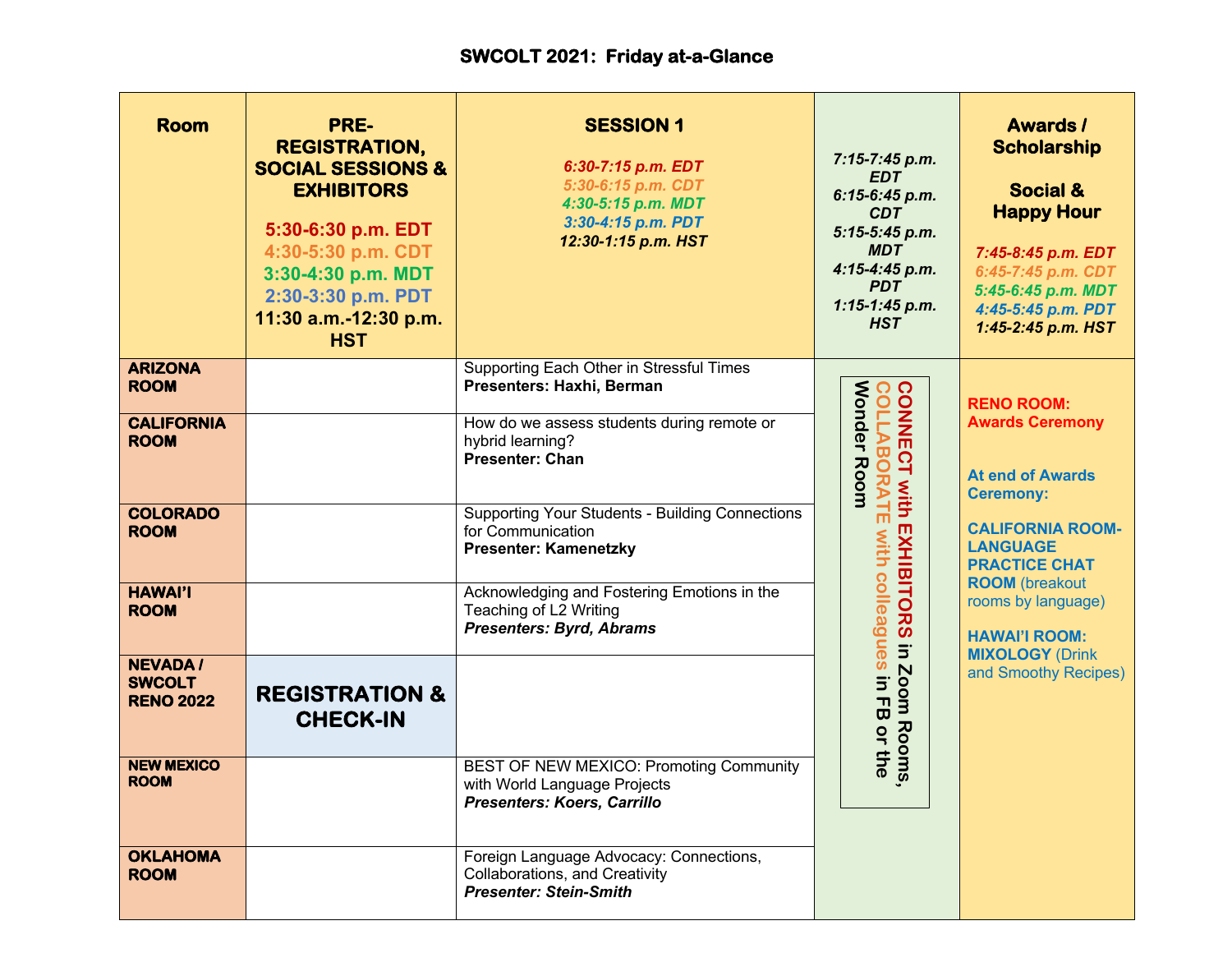# SWCOLT 2021: Friday at-a-Glance

| Room | PRE-REGISTRATION, SOCIAL SESSIONS & EXHIBITORS<br>5:30-6:30 p.m. EDT<br>4:30-5:30 p.m. CDT<br>3:30-4:30 p.m. MDT<br>2:30-3:30 p.m. PDT<br>11:30 a.m.-12:30 p.m. HST | SESSION 1<br>*6:30-7:15 p.m. EDT*<br>*5:30-6:15 p.m. CDT*<br>*4:30-5:15 p.m. MDT*<br>*3:30-4:15 p.m. PDT*<br>*12:30-1:15 p.m. HST* | *7:15-7:45 p.m. EDT*<br>*6:15-6:45 p.m. CDT*<br>*5:15-5:45 p.m. MDT*<br>*4:15-4:45 p.m. PDT*<br>*1:15-1:45 p.m. HST* | Awards / Scholarship<br><br>Social & Happy Hour<br>*7:45-8:45 p.m. EDT*<br>*6:45-7:45 p.m. CDT*<br>*5:45-6:45 p.m. MDT*<br>*4:45-5:45 p.m. PDT*<br>*1:45-2:45 p.m. HST* |
|---|---|---|---|---|
| **ARIZONA ROOM** | | Supporting Each Other in Stressful Times<br>**Presenters: Haxhi, Berman** | **CONNECT with EXHIBITORS in Zoom Rooms, COLLABORATE with colleagues in FB or the Wonder Room** | **RENO ROOM: Awards Ceremony**<br><br>**At end of Awards Ceremony:**<br><br>**CALIFORNIA ROOM-LANGUAGE PRACTICE CHAT ROOM** (breakout rooms by language)<br><br>**HAWAI'I ROOM: MIXOLOGY** (Drink and Smoothy Recipes) |
| **CALIFORNIA ROOM** | | How do we assess students during remote or hybrid learning?<br>**Presenter: Chan** | | |
| **COLORADO ROOM** | | Supporting Your Students - Building Connections for Communication<br>**Presenter: Kamenetzky** | | |
| **HAWAI'I ROOM** | | Acknowledging and Fostering Emotions in the Teaching of L2 Writing<br>***Presenters: Byrd, Abrams*** | | |
| **NEVADA / SWCOLT RENO 2022** | **REGISTRATION & CHECK-IN** | | | |
| **NEW MEXICO ROOM** | | BEST OF NEW MEXICO: Promoting Community with World Language Projects<br>***Presenters: Koers, Carrillo*** | | |
| **OKLAHOMA ROOM** | | Foreign Language Advocacy: Connections, Collaborations, and Creativity<br>***Presenter: Stein-Smith*** | | |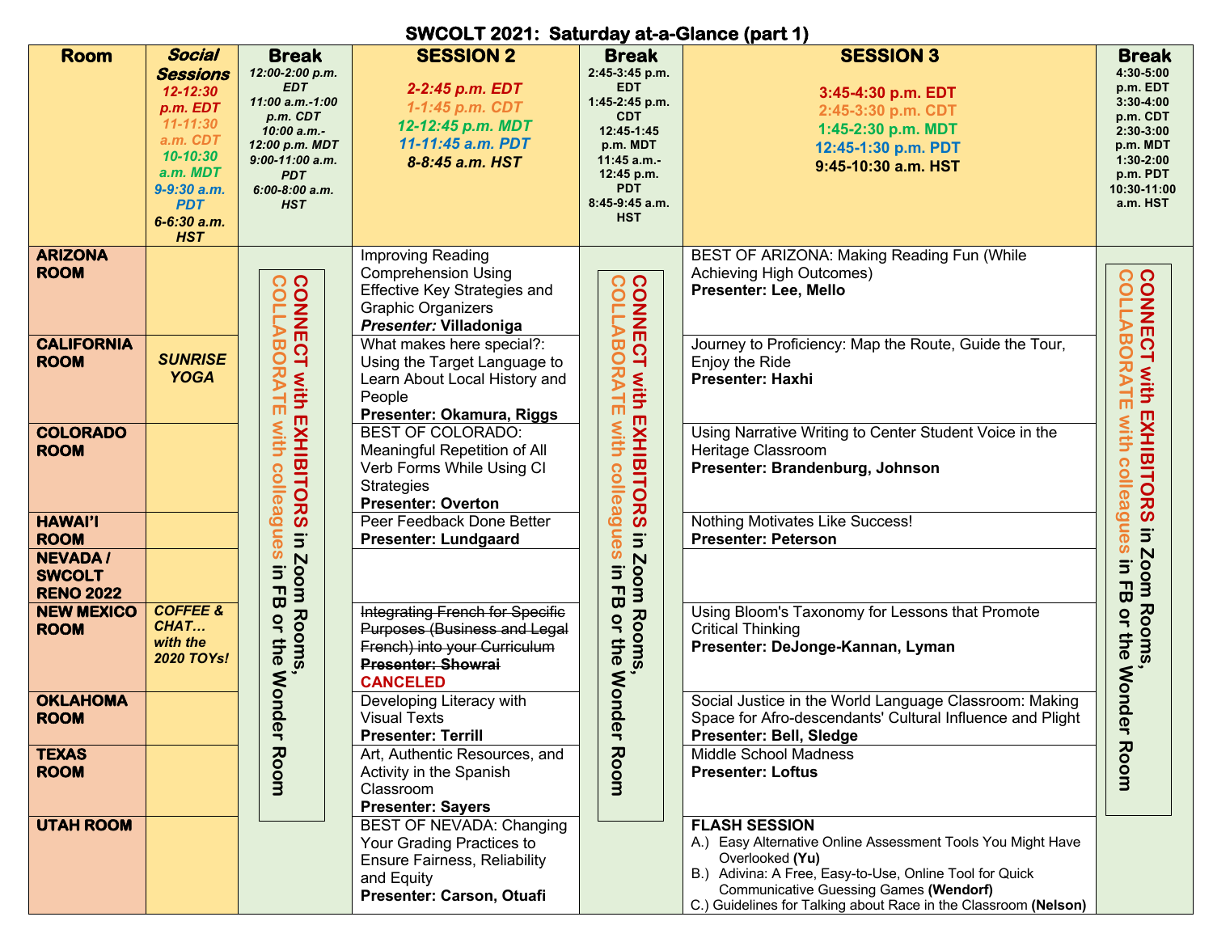# SWCOLT 2021: Saturday at-a-Glance (part 1)

| Room | *Social Sessions* *12-12:30 p.m. EDT* *11-11:30 a.m. CDT* *10-10:30 a.m. MDT* *9-9:30 a.m. PDT* *6-6:30 a.m. HST* | Break 12:00-2:00 p.m. EDT 11:00 a.m.-1:00 p.m. CDT 10:00 a.m.-12:00 p.m. MDT 9:00-11:00 a.m. PDT 6:00-8:00 a.m. HST | SESSION 2 2-2:45 p.m. EDT 1-1:45 p.m. CDT 12-12:45 p.m. MDT 11-11:45 a.m. PDT 8-8:45 a.m. HST | Break 2:45-3:45 p.m. EDT 1:45-2:45 p.m. CDT 12:45-1:45 p.m. MDT 11:45 a.m.-12:45 p.m. PDT 8:45-9:45 a.m. HST | SESSION 3 3:45-4:30 p.m. EDT 2:45-3:30 p.m. CDT 1:45-2:30 p.m. MDT 12:45-1:30 p.m. PDT 9:45-10:30 a.m. HST | Break 4:30-5:00 p.m. EDT 3:30-4:00 p.m. CDT 2:30-3:00 p.m. MDT 1:30-2:00 p.m. PDT 10:30-11:00 a.m. HST |
|---|---|---|---|---|---|---|
| **ARIZONA ROOM** | | **CONNECT with EXHIBITORS in Zoom Rooms, COLLABORATE with colleagues in FB or the Wonder Room** | Improving Reading Comprehension Using Effective Key Strategies and Graphic Organizers ***Presenter:*** **Villadoniga** | **CONNECT with EXHIBITORS in Zoom Rooms, COLLABORATE with colleagues in FB or the Wonder Room** | BEST OF ARIZONA: Making Reading Fun (While Achieving High Outcomes) **Presenter: Lee, Mello** | **CONNECT with EXHIBITORS in Zoom Rooms, COLLABORATE with colleagues in FB or the Wonder Room** |
| **CALIFORNIA ROOM** | ***SUNRISE YOGA*** | | What makes here special?: Using the Target Language to Learn About Local History and People **Presenter: Okamura, Riggs** | | Journey to Proficiency: Map the Route, Guide the Tour, Enjoy the Ride **Presenter: Haxhi** | |
| **COLORADO ROOM** | | | BEST OF COLORADO: Meaningful Repetition of All Verb Forms While Using CI Strategies **Presenter: Overton** | | Using Narrative Writing to Center Student Voice in the Heritage Classroom **Presenter: Brandenburg, Johnson** | |
| **HAWAI'I ROOM** | | | Peer Feedback Done Better **Presenter: Lundgaard** | | Nothing Motivates Like Success! **Presenter: Peterson** | |
| **NEVADA / SWCOLT RENO 2022** | | | | | | |
| **NEW MEXICO ROOM** | ***COFFEE & CHAT… with the 2020 TOYs!*** | | ~~Integrating French for Specific Purposes (Business and Legal French) into your Curriculum~~ ~~**Presenter: Showrai**~~ **CANCELED** | | Using Bloom's Taxonomy for Lessons that Promote Critical Thinking **Presenter: DeJonge-Kannan, Lyman** | |
| **OKLAHOMA ROOM** | | | Developing Literacy with Visual Texts **Presenter: Terrill** | | Social Justice in the World Language Classroom: Making Space for Afro-descendants' Cultural Influence and Plight **Presenter: Bell, Sledge** | |
| **TEXAS ROOM** | | | Art, Authentic Resources, and Activity in the Spanish Classroom **Presenter: Sayers** | | Middle School Madness **Presenter: Loftus** | |
| **UTAH ROOM** | | | BEST OF NEVADA: Changing Your Grading Practices to Ensure Fairness, Reliability and Equity **Presenter: Carson, Otuafi** | | **FLASH SESSION** A.) Easy Alternative Online Assessment Tools You Might Have Overlooked **(Yu)** B.) Adivina: A Free, Easy-to-Use, Online Tool for Quick Communicative Guessing Games **(Wendorf)** C.) Guidelines for Talking about Race in the Classroom **(Nelson)** | |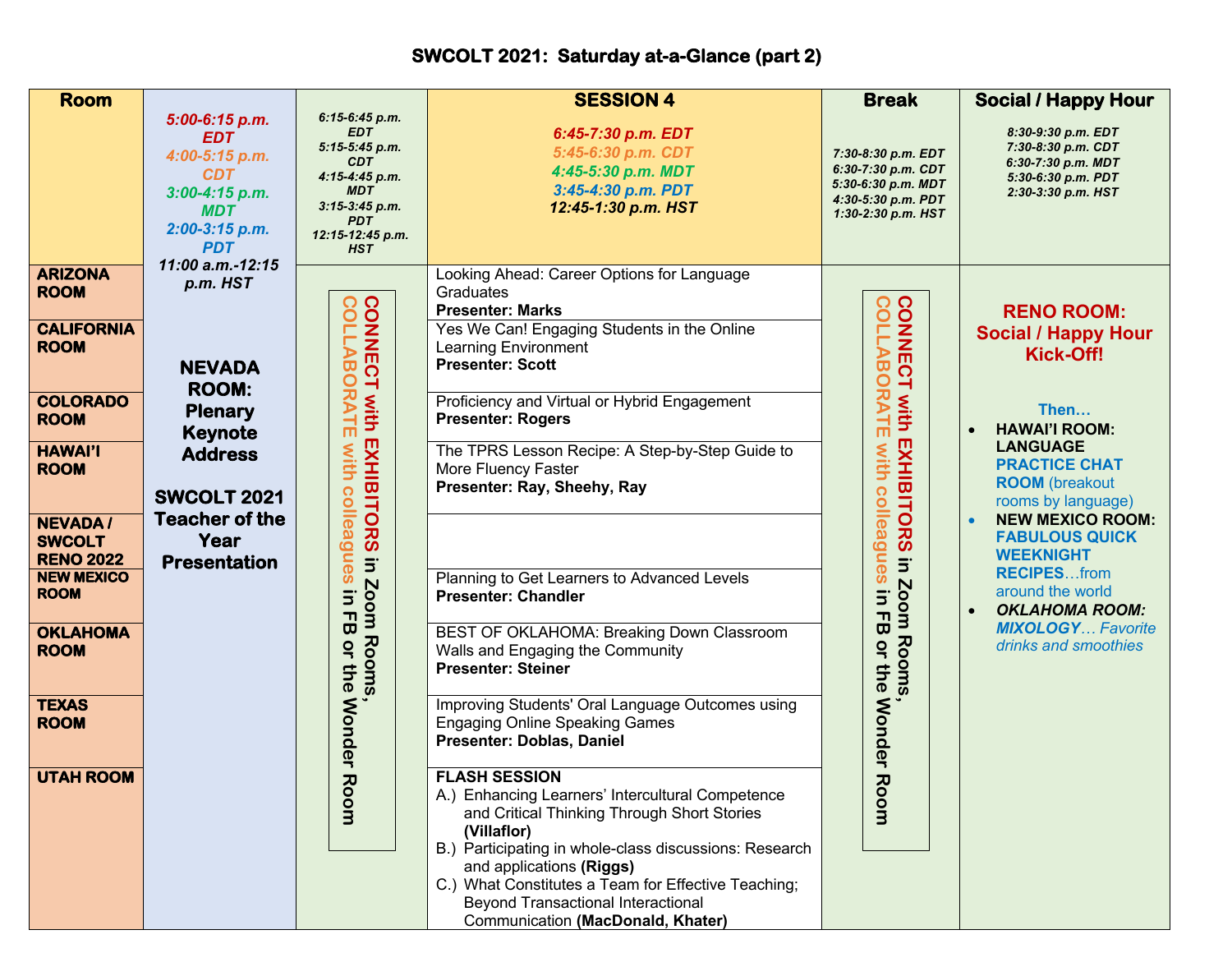# SWCOLT 2021: Saturday at-a-Glance (part 2)

| Room | 5:00-6:15 p.m. EDT<br>4:00-5:15 p.m. CDT<br>3:00-4:15 p.m. MDT<br>2:00-3:15 p.m. PDT<br>11:00 a.m.-12:15 p.m. HST | 6:15-6:45 p.m. EDT<br>5:15-5:45 p.m. CDT<br>4:15-4:45 p.m. MDT<br>3:15-3:45 p.m. PDT<br>12:15-12:45 p.m. HST | **SESSION 4**<br>6:45-7:30 p.m. EDT<br>5:45-6:30 p.m. CDT<br>4:45-5:30 p.m. MDT<br>3:45-4:30 p.m. PDT<br>12:45-1:30 p.m. HST | **Break**<br>7:30-8:30 p.m. EDT<br>6:30-7:30 p.m. CDT<br>5:30-6:30 p.m. MDT<br>4:30-5:30 p.m. PDT<br>1:30-2:30 p.m. HST | **Social / Happy Hour**<br>8:30-9:30 p.m. EDT<br>7:30-8:30 p.m. CDT<br>6:30-7:30 p.m. MDT<br>5:30-6:30 p.m. PDT<br>2:30-3:30 p.m. HST |
|---|---|---|---|---|---|
| **ARIZONA ROOM** | **NEVADA ROOM: Plenary Keynote Address**<br><br>**SWCOLT 2021 Teacher of the Year Presentation** | **CONNECT with EXHIBITORS in Zoom Rooms, COLLABORATE with colleagues in FB or the Wonder Room** | Looking Ahead: Career Options for Language Graduates<br>**Presenter: Marks** | **CONNECT with EXHIBITORS in Zoom Rooms, COLLABORATE with colleagues in FB or the Wonder Room** | **RENO ROOM: Social / Happy Hour Kick-Off!**<br><br>**Then…**<br>• **HAWAI'I ROOM: LANGUAGE PRACTICE CHAT ROOM** (breakout rooms by language)<br>• **NEW MEXICO ROOM: FABULOUS QUICK WEEKNIGHT RECIPES**…from around the world<br>• ***OKLAHOMA ROOM: MIXOLOGY****… Favorite drinks and smoothies* |
| **CALIFORNIA ROOM** | | | Yes We Can! Engaging Students in the Online Learning Environment<br>**Presenter: Scott** | | |
| **COLORADO ROOM** | | | Proficiency and Virtual or Hybrid Engagement<br>**Presenter: Rogers** | | |
| **HAWAI'I ROOM** | | | The TPRS Lesson Recipe: A Step-by-Step Guide to More Fluency Faster<br>**Presenter: Ray, Sheehy, Ray** | | |
| **NEVADA / SWCOLT RENO 2022** | | | | | |
| **NEW MEXICO ROOM** | | | Planning to Get Learners to Advanced Levels<br>**Presenter: Chandler** | | |
| **OKLAHOMA ROOM** | | | BEST OF OKLAHOMA: Breaking Down Classroom Walls and Engaging the Community<br>**Presenter: Steiner** | | |
| **TEXAS ROOM** | | | Improving Students' Oral Language Outcomes using Engaging Online Speaking Games<br>**Presenter: Doblas, Daniel** | | |
| **UTAH ROOM** | | | **FLASH SESSION**<br>A.) Enhancing Learners' Intercultural Competence and Critical Thinking Through Short Stories **(Villaflor)**<br>B.) Participating in whole-class discussions: Research and applications **(Riggs)**<br>C.) What Constitutes a Team for Effective Teaching; Beyond Transactional Interactional Communication **(MacDonald, Khater)** | | |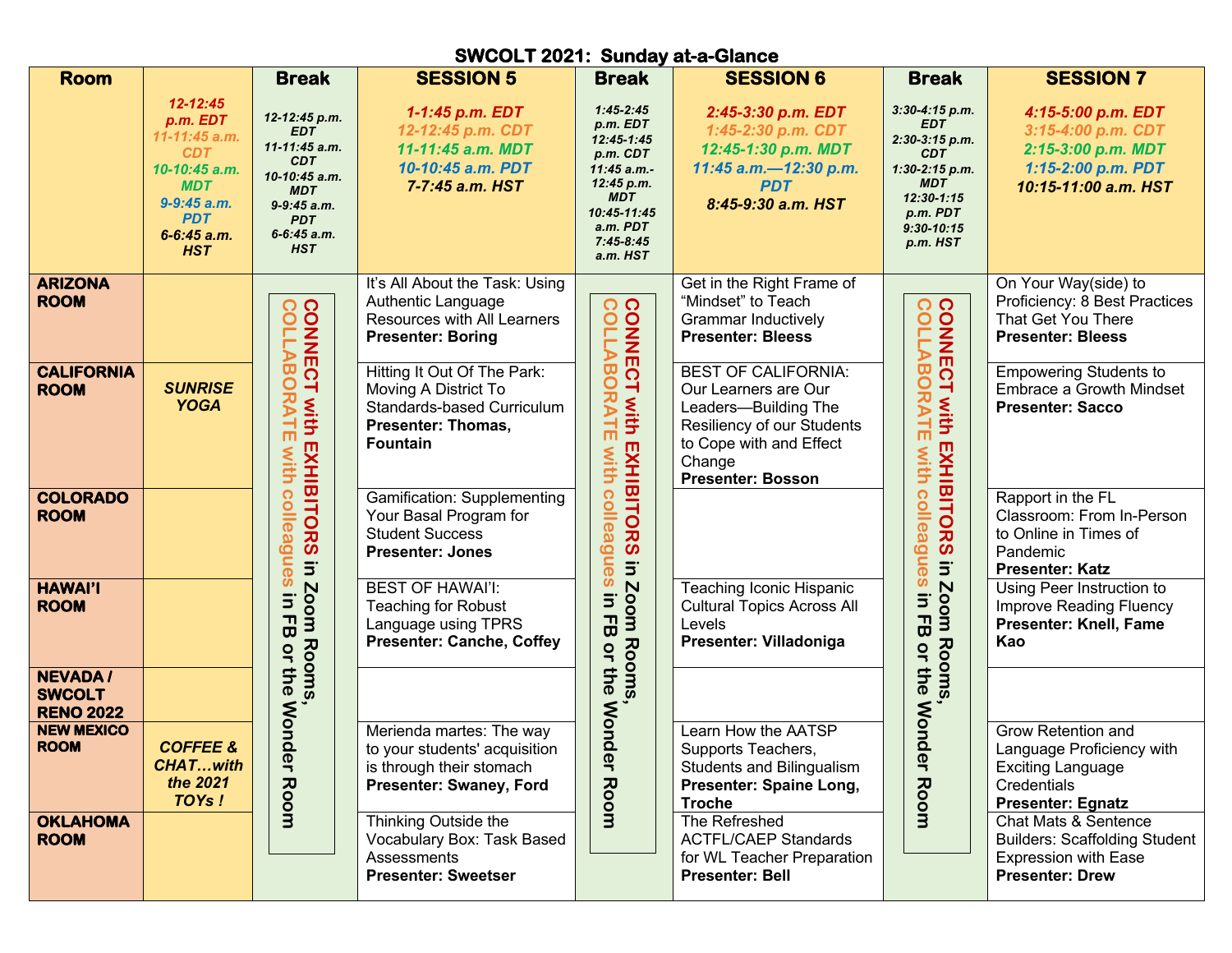# SWCOLT 2021: Sunday at-a-Glance

| Room | 12-12:45 p.m. EDT<br>11-11:45 a.m. CDT<br>10-10:45 a.m. MDT<br>9-9:45 a.m. PDT<br>6-6:45 a.m. HST | Break<br>12-12:45 p.m. EDT<br>11-11:45 a.m. CDT<br>10-10:45 a.m. MDT<br>9-9:45 a.m. PDT<br>6-6:45 a.m. HST | SESSION 5<br>1-1:45 p.m. EDT<br>12-12:45 p.m. CDT<br>11-11:45 a.m. MDT<br>10-10:45 a.m. PDT<br>7-7:45 a.m. HST | Break<br>1:45-2:45 p.m. EDT<br>12:45-1:45 p.m. CDT<br>11:45 a.m.-12:45 p.m. MDT<br>10:45-11:45 a.m. PDT<br>7:45-8:45 a.m. HST | SESSION 6<br>2:45-3:30 p.m. EDT<br>1:45-2:30 p.m. CDT<br>12:45-1:30 p.m. MDT<br>11:45 a.m.—12:30 p.m. PDT<br>8:45-9:30 a.m. HST | Break<br>3:30-4:15 p.m. EDT<br>2:30-3:15 p.m. CDT<br>1:30-2:15 p.m. MDT<br>12:30-1:15 p.m. PDT<br>9:30-10:15 p.m. HST | SESSION 7<br>4:15-5:00 p.m. EDT<br>3:15-4:00 p.m. CDT<br>2:15-3:00 p.m. MDT<br>1:15-2:00 p.m. PDT<br>10:15-11:00 a.m. HST |
|---|---|---|---|---|---|---|---|
| **ARIZONA ROOM** | | **CONNECT with EXHIBITORS** in Zoom Rooms, **COLLABORATE with colleagues** in FB or the Wonder Room | It's All About the Task: Using Authentic Language Resources with All Learners<br>**Presenter: Boring** | **CONNECT with EXHIBITORS** in Zoom Rooms, **COLLABORATE with colleagues** in FB or the Wonder Room | Get in the Right Frame of "Mindset" to Teach Grammar Inductively<br>**Presenter: Bleess** | **CONNECT with EXHIBITORS** in Zoom Rooms, **COLLABORATE with colleagues** in FB or the Wonder Room | On Your Way(side) to Proficiency: 8 Best Practices That Get You There<br>**Presenter: Bleess** |
| **CALIFORNIA ROOM** | *SUNRISE YOGA* | | Hitting It Out Of The Park: Moving A District To Standards-based Curriculum<br>**Presenter: Thomas, Fountain** | | BEST OF CALIFORNIA: Our Learners are Our Leaders—Building The Resiliency of our Students to Cope with and Effect Change<br>**Presenter: Bosson** | | Empowering Students to Embrace a Growth Mindset<br>**Presenter: Sacco** |
| **COLORADO ROOM** | | | Gamification: Supplementing Your Basal Program for Student Success<br>**Presenter: Jones** | | | | Rapport in the FL Classroom: From In-Person to Online in Times of Pandemic<br>**Presenter: Katz** |
| **HAWAI'I ROOM** | | | BEST OF HAWAI'I: Teaching for Robust Language using TPRS<br>**Presenter: Canche, Coffey** | | Teaching Iconic Hispanic Cultural Topics Across All Levels<br>**Presenter: Villadoniga** | | Using Peer Instruction to Improve Reading Fluency<br>**Presenter: Knell, Fame Kao** |
| **NEVADA / SWCOLT RENO 2022** | | | | | | | |
| **NEW MEXICO ROOM** | *COFFEE & CHAT…with the 2021 TOYs !* | | Merienda martes: The way to your students' acquisition is through their stomach<br>**Presenter: Swaney, Ford** | | Learn How the AATSP Supports Teachers, Students and Bilingualism<br>**Presenter: Spaine Long, Troche** | | Grow Retention and Language Proficiency with Exciting Language Credentials<br>**Presenter: Egnatz** |
| **OKLAHOMA ROOM** | | | Thinking Outside the Vocabulary Box: Task Based Assessments<br>**Presenter: Sweetser** | | The Refreshed ACTFL/CAEP Standards for WL Teacher Preparation<br>**Presenter: Bell** | | Chat Mats & Sentence Builders: Scaffolding Student Expression with Ease<br>**Presenter: Drew** |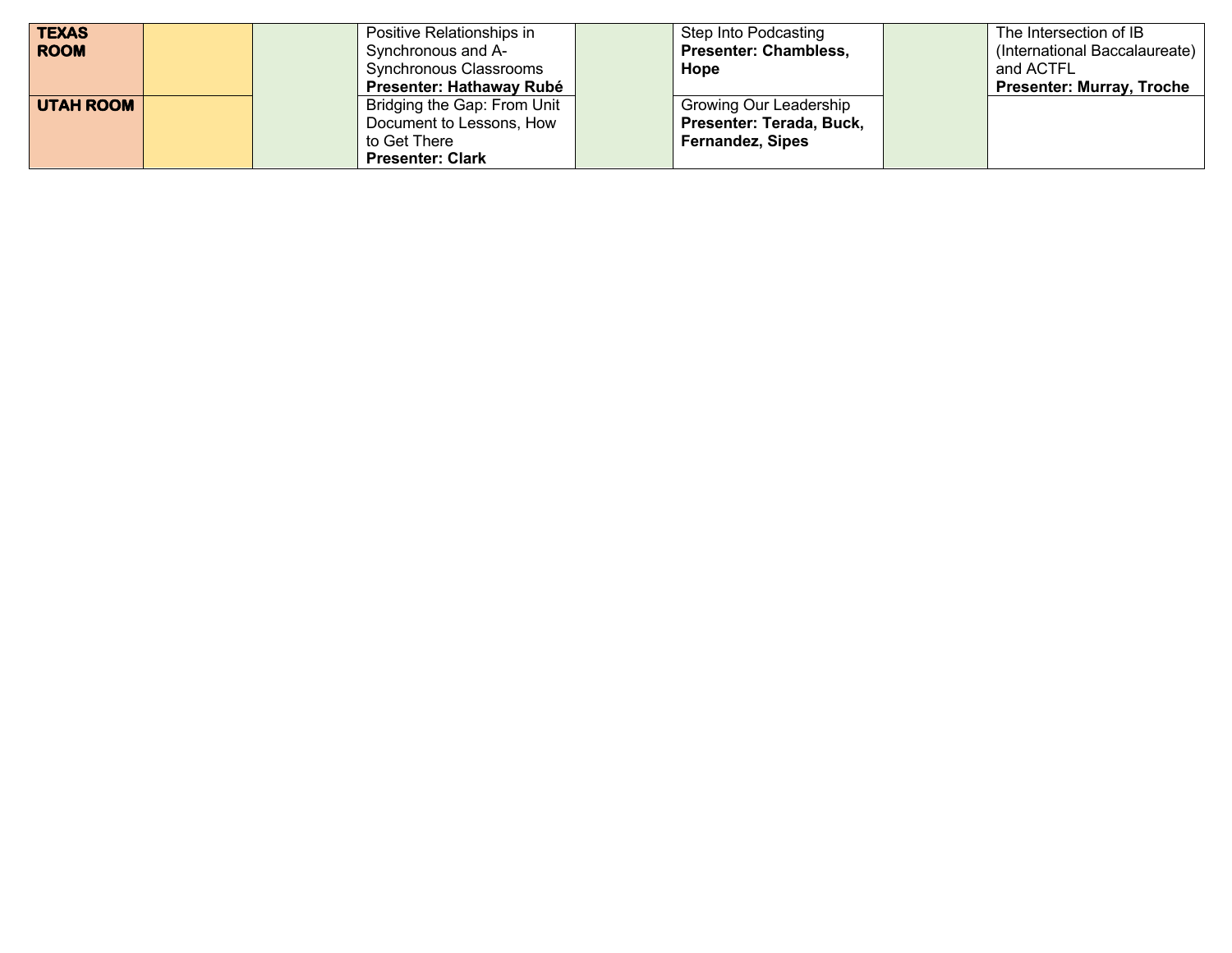| | | | | | | | |
|---|---|---|---|---|---|---|---|
| **TEXAS ROOM** | | | Positive Relationships in Synchronous and A-Synchronous Classrooms **Presenter: Hathaway Rubé** | | Step Into Podcasting **Presenter: Chambless, Hope** | | The Intersection of IB (International Baccalaureate) and ACTFL **Presenter: Murray, Troche** |
| **UTAH ROOM** | | | Bridging the Gap: From Unit Document to Lessons, How to Get There **Presenter: Clark** | | Growing Our Leadership **Presenter: Terada, Buck, Fernandez, Sipes** | | |